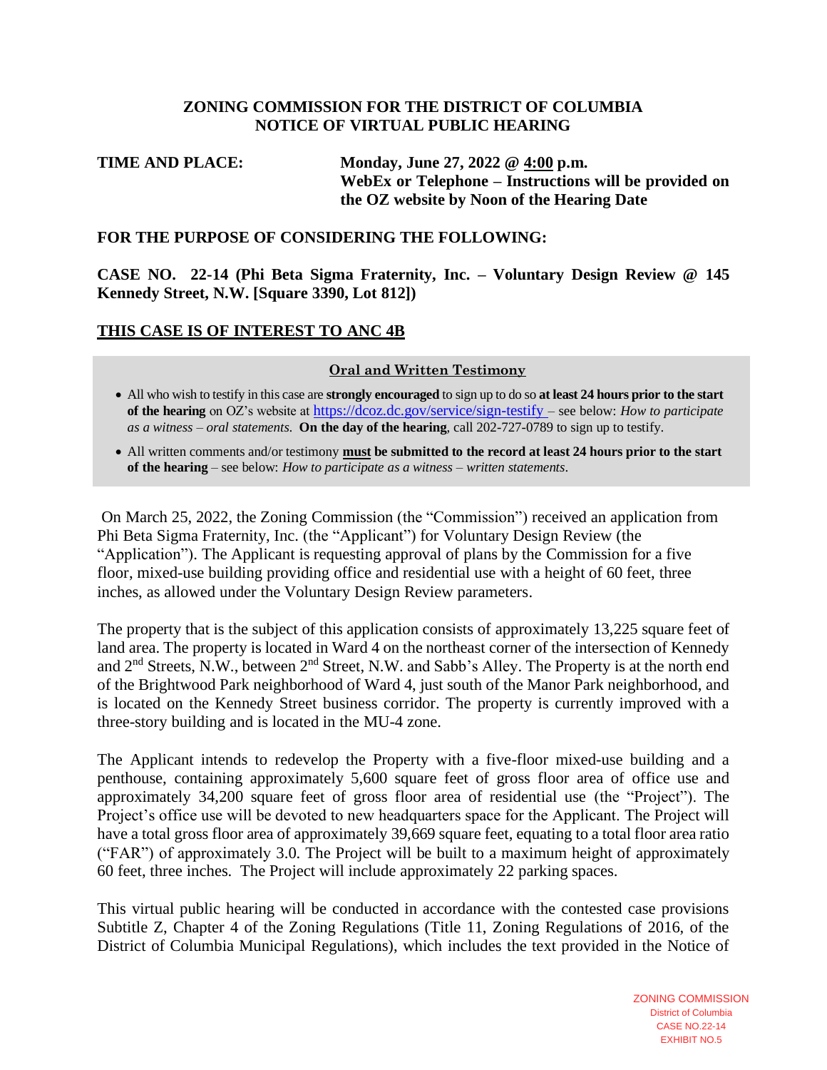# ZONING COMMISSION FOR THE DISTRICT OF COLUMBIA
## NOTICE OF VIRTUAL PUBLIC HEARING

**TIME AND PLACE:** **Monday, June 27, 2022 @ <u>4:00</u> p.m.**
**WebEx or Telephone – Instructions will be provided on the OZ website by Noon of the Hearing Date**

**FOR THE PURPOSE OF CONSIDERING THE FOLLOWING:**

**CASE NO. 22-14 (Phi Beta Sigma Fraternity, Inc. – Voluntary Design Review @ 145 Kennedy Street, N.W. [Square 3390, Lot 812])**

**<u>THIS CASE IS OF INTEREST TO ANC 4B</u>**

**<u>Oral and Written Testimony</u>**

- All who wish to testify in this case are **strongly encouraged** to sign up to do so **at least 24 hours prior to the start of the hearing** on OZ's website at https://dcoz.dc.gov/service/sign-testify – see below: *How to participate as a witness – oral statements.* **On the day of the hearing**, call 202-727-0789 to sign up to testify.
- All written comments and/or testimony **<u>must</u> be submitted to the record at least 24 hours prior to the start of the hearing** – see below: *How to participate as a witness – written statements*.

On March 25, 2022, the Zoning Commission (the "Commission") received an application from Phi Beta Sigma Fraternity, Inc. (the "Applicant") for Voluntary Design Review (the "Application"). The Applicant is requesting approval of plans by the Commission for a five floor, mixed-use building providing office and residential use with a height of 60 feet, three inches, as allowed under the Voluntary Design Review parameters.

The property that is the subject of this application consists of approximately 13,225 square feet of land area. The property is located in Ward 4 on the northeast corner of the intersection of Kennedy and 2nd Streets, N.W., between 2nd Street, N.W. and Sabb's Alley. The Property is at the north end of the Brightwood Park neighborhood of Ward 4, just south of the Manor Park neighborhood, and is located on the Kennedy Street business corridor. The property is currently improved with a three-story building and is located in the MU-4 zone.

The Applicant intends to redevelop the Property with a five-floor mixed-use building and a penthouse, containing approximately 5,600 square feet of gross floor area of office use and approximately 34,200 square feet of gross floor area of residential use (the "Project"). The Project's office use will be devoted to new headquarters space for the Applicant. The Project will have a total gross floor area of approximately 39,669 square feet, equating to a total floor area ratio ("FAR") of approximately 3.0. The Project will be built to a maximum height of approximately 60 feet, three inches. The Project will include approximately 22 parking spaces.

This virtual public hearing will be conducted in accordance with the contested case provisions Subtitle Z, Chapter 4 of the Zoning Regulations (Title 11, Zoning Regulations of 2016, of the District of Columbia Municipal Regulations), which includes the text provided in the Notice of

ZONING COMMISSION
District of Columbia
CASE NO.22-14
EXHIBIT NO.5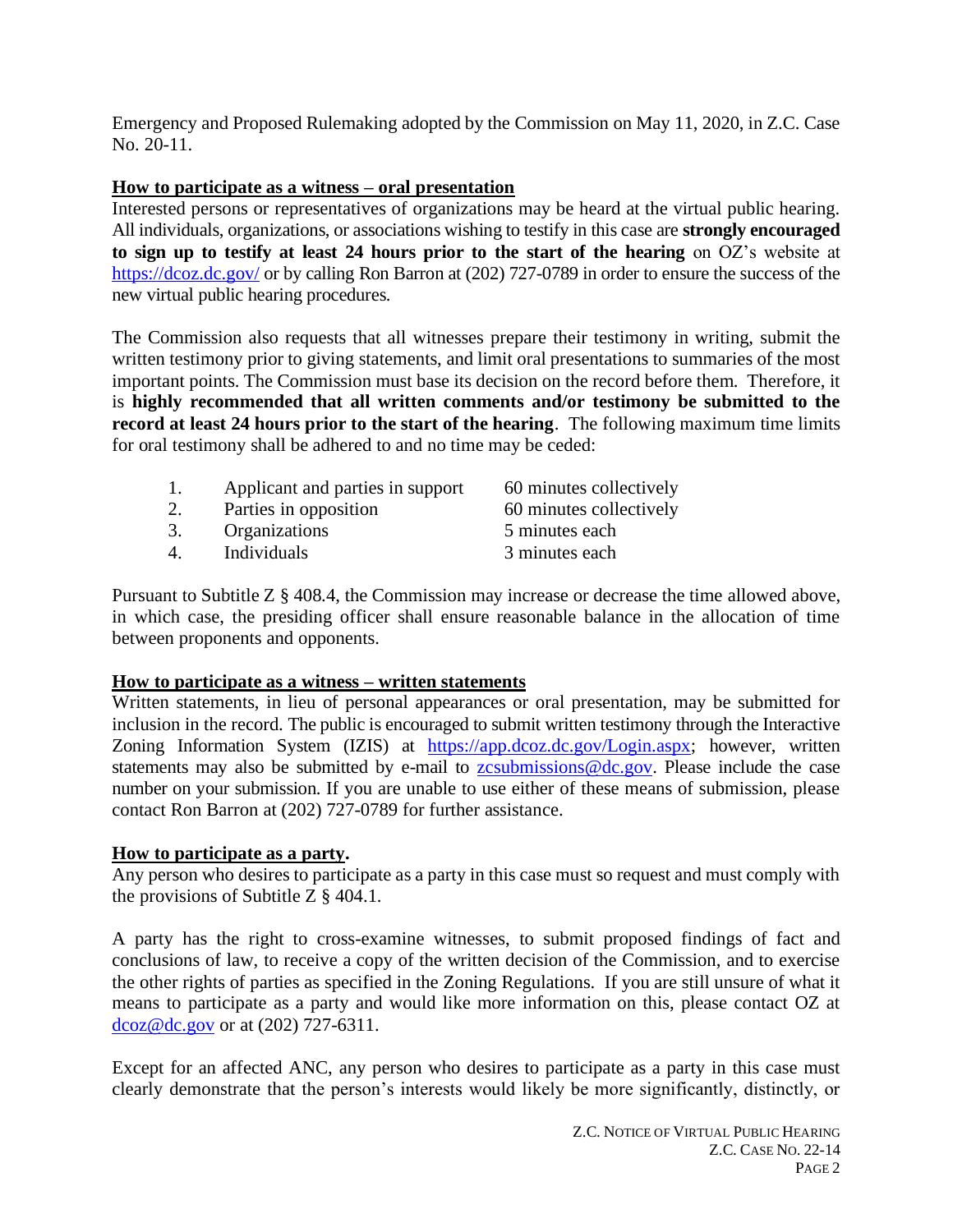Emergency and Proposed Rulemaking adopted by the Commission on May 11, 2020, in Z.C. Case No. 20-11.

**How to participate as a witness – oral presentation**

Interested persons or representatives of organizations may be heard at the virtual public hearing. All individuals, organizations, or associations wishing to testify in this case are **strongly encouraged to sign up to testify at least 24 hours prior to the start of the hearing** on OZ's website at https://dcoz.dc.gov/ or by calling Ron Barron at (202) 727-0789 in order to ensure the success of the new virtual public hearing procedures.

The Commission also requests that all witnesses prepare their testimony in writing, submit the written testimony prior to giving statements, and limit oral presentations to summaries of the most important points. The Commission must base its decision on the record before them. Therefore, it is **highly recommended that all written comments and/or testimony be submitted to the record at least 24 hours prior to the start of the hearing**. The following maximum time limits for oral testimony shall be adhered to and no time may be ceded:

1. Applicant and parties in support — 60 minutes collectively
2. Parties in opposition — 60 minutes collectively
3. Organizations — 5 minutes each
4. Individuals — 3 minutes each

Pursuant to Subtitle Z § 408.4, the Commission may increase or decrease the time allowed above, in which case, the presiding officer shall ensure reasonable balance in the allocation of time between proponents and opponents.

**How to participate as a witness – written statements**

Written statements, in lieu of personal appearances or oral presentation, may be submitted for inclusion in the record. The public is encouraged to submit written testimony through the Interactive Zoning Information System (IZIS) at https://app.dcoz.dc.gov/Login.aspx; however, written statements may also be submitted by e-mail to zcsubmissions@dc.gov. Please include the case number on your submission. If you are unable to use either of these means of submission, please contact Ron Barron at (202) 727-0789 for further assistance.

**How to participate as a party.**

Any person who desires to participate as a party in this case must so request and must comply with the provisions of Subtitle Z § 404.1.

A party has the right to cross-examine witnesses, to submit proposed findings of fact and conclusions of law, to receive a copy of the written decision of the Commission, and to exercise the other rights of parties as specified in the Zoning Regulations. If you are still unsure of what it means to participate as a party and would like more information on this, please contact OZ at dcoz@dc.gov or at (202) 727-6311.

Except for an affected ANC, any person who desires to participate as a party in this case must clearly demonstrate that the person's interests would likely be more significantly, distinctly, or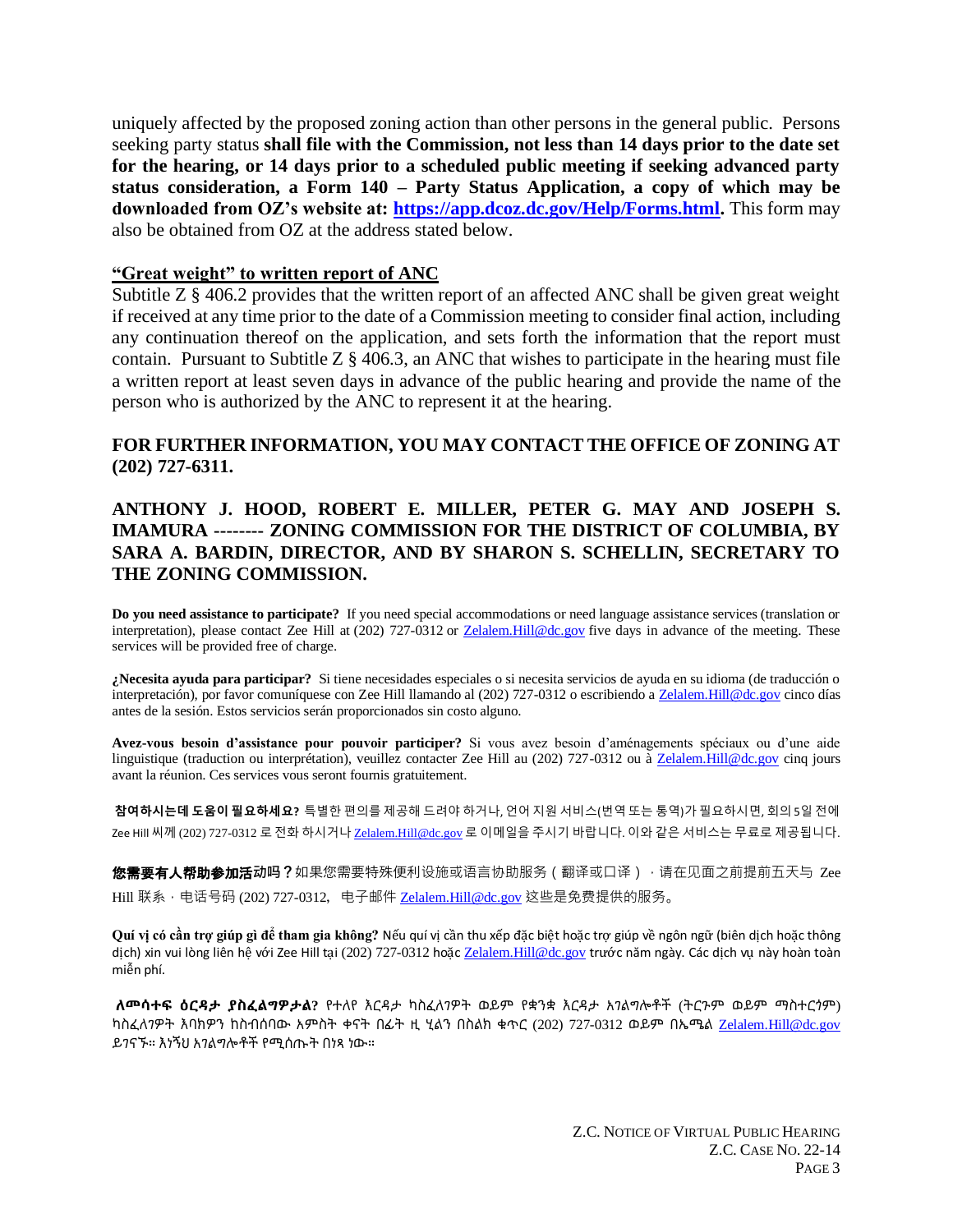uniquely affected by the proposed zoning action than other persons in the general public. Persons seeking party status **shall file with the Commission, not less than 14 days prior to the date set for the hearing, or 14 days prior to a scheduled public meeting if seeking advanced party status consideration, a Form 140 – Party Status Application, a copy of which may be downloaded from OZ's website at: https://app.dcoz.dc.gov/Help/Forms.html.** This form may also be obtained from OZ at the address stated below.

**"Great weight" to written report of ANC**

Subtitle Z § 406.2 provides that the written report of an affected ANC shall be given great weight if received at any time prior to the date of a Commission meeting to consider final action, including any continuation thereof on the application, and sets forth the information that the report must contain. Pursuant to Subtitle Z § 406.3, an ANC that wishes to participate in the hearing must file a written report at least seven days in advance of the public hearing and provide the name of the person who is authorized by the ANC to represent it at the hearing.

**FOR FURTHER INFORMATION, YOU MAY CONTACT THE OFFICE OF ZONING AT (202) 727-6311.**

**ANTHONY J. HOOD, ROBERT E. MILLER, PETER G. MAY AND JOSEPH S. IMAMURA -------- ZONING COMMISSION FOR THE DISTRICT OF COLUMBIA, BY SARA A. BARDIN, DIRECTOR, AND BY SHARON S. SCHELLIN, SECRETARY TO THE ZONING COMMISSION.**

**Do you need assistance to participate?** If you need special accommodations or need language assistance services (translation or interpretation), please contact Zee Hill at (202) 727-0312 or Zelalem.Hill@dc.gov five days in advance of the meeting. These services will be provided free of charge.

**¿Necesita ayuda para participar?** Si tiene necesidades especiales o si necesita servicios de ayuda en su idioma (de traducción o interpretación), por favor comuníquese con Zee Hill llamando al (202) 727-0312 o escribiendo a Zelalem.Hill@dc.gov cinco días antes de la sesión. Estos servicios serán proporcionados sin costo alguno.

**Avez-vous besoin d'assistance pour pouvoir participer?** Si vous avez besoin d'aménagements spéciaux ou d'une aide linguistique (traduction ou interprétation), veuillez contacter Zee Hill au (202) 727-0312 ou à Zelalem.Hill@dc.gov cinq jours avant la réunion. Ces services vous seront fournis gratuitement.

**참여하시는데 도움이 필요하세요?** 특별한 편의를 제공해 드려야 하거나, 언어 지원 서비스(번역 또는 통역)가 필요하시면, 회의 5일 전에 Zee Hill 씨께 (202) 727-0312 로 전화 하시거나 Zelalem.Hill@dc.gov 로 이메일을 주시기 바랍니다. 이와 같은 서비스는 무료로 제공됩니다.

**您需要有人帮助参加活动吗？**如果您需要特殊便利设施或语言协助服务（翻译或口译），请在见面之前提前五天与 Zee Hill 联系，电话号码 (202) 727-0312, 电子邮件 Zelalem.Hill@dc.gov 这些是免费提供的服务。

**Quí vị có cần trợ giúp gì để tham gia không?** Nếu quí vị cần thu xếp đặc biệt hoặc trợ giúp về ngôn ngữ (biên dịch hoặc thông dịch) xin vui lòng liên hệ với Zee Hill tại (202) 727-0312 hoặc Zelalem.Hill@dc.gov trước năm ngày. Các dịch vụ này hoàn toàn miễn phí.

**ለመሳተፍ ዕርዳታ ያስፈልግዎታል?** የተለየ እርዳታ ካስፈለገዎት ወይም የቋንቋ እርዳታ አገልግሎቶች (ትርጉም ወይም ማስተርጎም) ካስፈለገዎት እባክዎን ከስብሰባው አምስት ቀናት በፊት ዚ ሂልን በስልክ ቁጥር (202) 727-0312 ወይም በኢሜል Zelalem.Hill@dc.gov ይገናኙ። እነኝህ አገልግሎቶች የሚሰጡት በነጻ ነው።

Z.C. NOTICE OF VIRTUAL PUBLIC HEARING
Z.C. CASE NO. 22-14